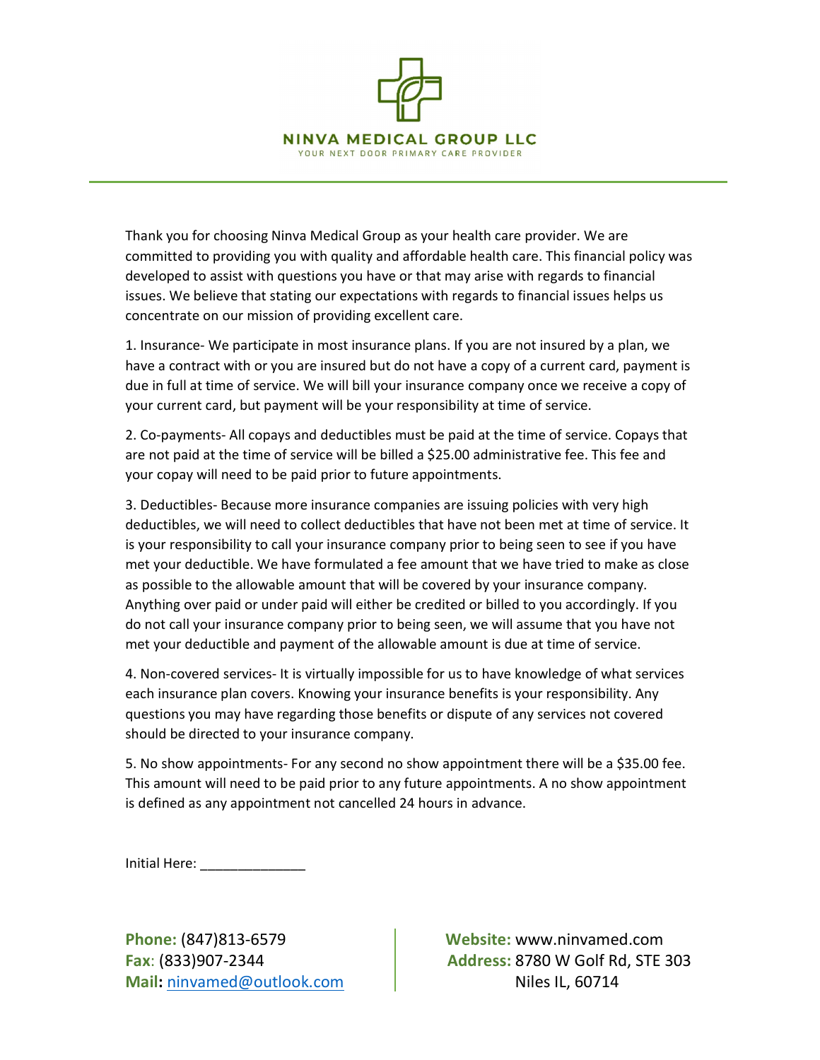# NINVA MEDICAL GROUP LLC

YOUR NEXT DOOR PRIMARY CARE PROVIDER

Thank you for choosing Ninva Medical Group as your health care provider. We are committed to providing you with quality and affordable health care. This financial policy was developed to assist with questions you have or that may arise with regards to financial issues. We believe that stating our expectations with regards to financial issues helps us concentrate on our mission of providing excellent care.

1. Insurance- We participate in most insurance plans. If you are not insured by a plan, we have a contract with or you are insured but do not have a copy of a current card, payment is due in full at time of service. We will bill your insurance company once we receive a copy of your current card, but payment will be your responsibility at time of service.

2. Co-payments- All copays and deductibles must be paid at the time of service. Copays that are not paid at the time of service will be billed a $25.00 administrative fee. This fee and your copay will need to be paid prior to future appointments.

3. Deductibles- Because more insurance companies are issuing policies with very high deductibles, we will need to collect deductibles that have not been met at time of service. It is your responsibility to call your insurance company prior to being seen to see if you have met your deductible. We have formulated a fee amount that we have tried to make as close as possible to the allowable amount that will be covered by your insurance company. Anything over paid or under paid will either be credited or billed to you accordingly. If you do not call your insurance company prior to being seen, we will assume that you have not met your deductible and payment of the allowable amount is due at time of service.

4. Non-covered services- It is virtually impossible for us to have knowledge of what services each insurance plan covers. Knowing your insurance benefits is your responsibility. Any questions you may have regarding those benefits or dispute of any services not covered should be directed to your insurance company.

5. No show appointments- For any second no show appointment there will be a $35.00 fee. This amount will need to be paid prior to any future appointments. A no show appointment is defined as any appointment not cancelled 24 hours in advance.

Initial Here: ______________

**Phone:** (847)813-6579
**Fax**: (833)907-2344
**Mail:** ninvamed@outlook.com

**Website:** www.ninvamed.com
**Address:** 8780 W Golf Rd, STE 303
Niles IL, 60714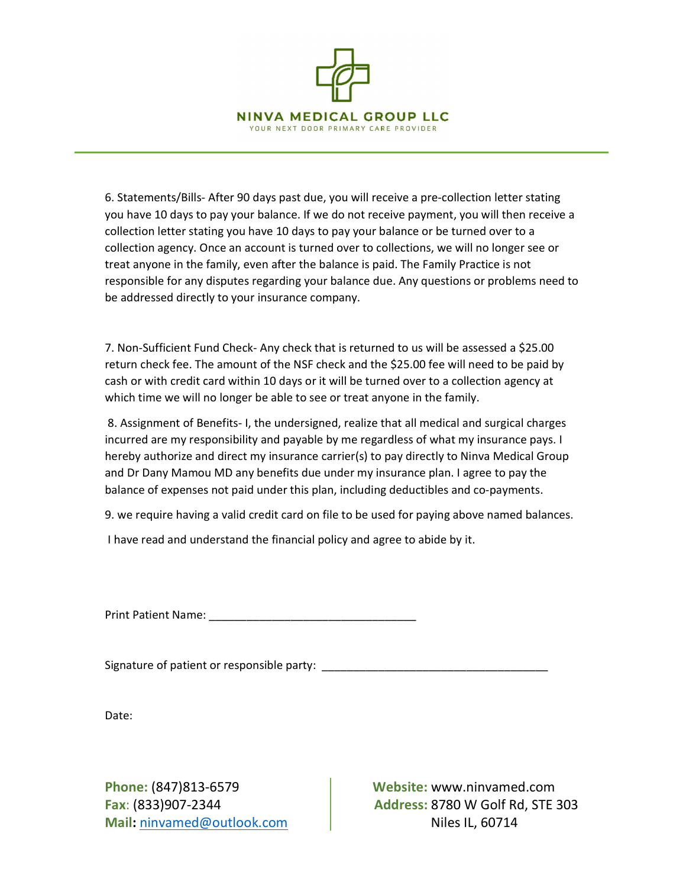6. Statements/Bills- After 90 days past due, you will receive a pre-collection letter stating you have 10 days to pay your balance. If we do not receive payment, you will then receive a collection letter stating you have 10 days to pay your balance or be turned over to a collection agency. Once an account is turned over to collections, we will no longer see or treat anyone in the family, even after the balance is paid. The Family Practice is not responsible for any disputes regarding your balance due. Any questions or problems need to be addressed directly to your insurance company.

7. Non-Sufficient Fund Check- Any check that is returned to us will be assessed a $25.00 return check fee. The amount of the NSF check and the $25.00 fee will need to be paid by cash or with credit card within 10 days or it will be turned over to a collection agency at which time we will no longer be able to see or treat anyone in the family.

8. Assignment of Benefits- I, the undersigned, realize that all medical and surgical charges incurred are my responsibility and payable by me regardless of what my insurance pays. I hereby authorize and direct my insurance carrier(s) to pay directly to Ninva Medical Group and Dr Dany Mamou MD any benefits due under my insurance plan. I agree to pay the balance of expenses not paid under this plan, including deductibles and co-payments.

9. we require having a valid credit card on file to be used for paying above named balances.

I have read and understand the financial policy and agree to abide by it.

Print Patient Name: ________________________________

Signature of patient or responsible party: ___________________________________

Date:

**Phone:** (847)813-6579
**Fax**: (833)907-2344
**Mail:** ninvamed@outlook.com

**Website:** www.ninvamed.com
**Address:** 8780 W Golf Rd, STE 303
Niles IL, 60714